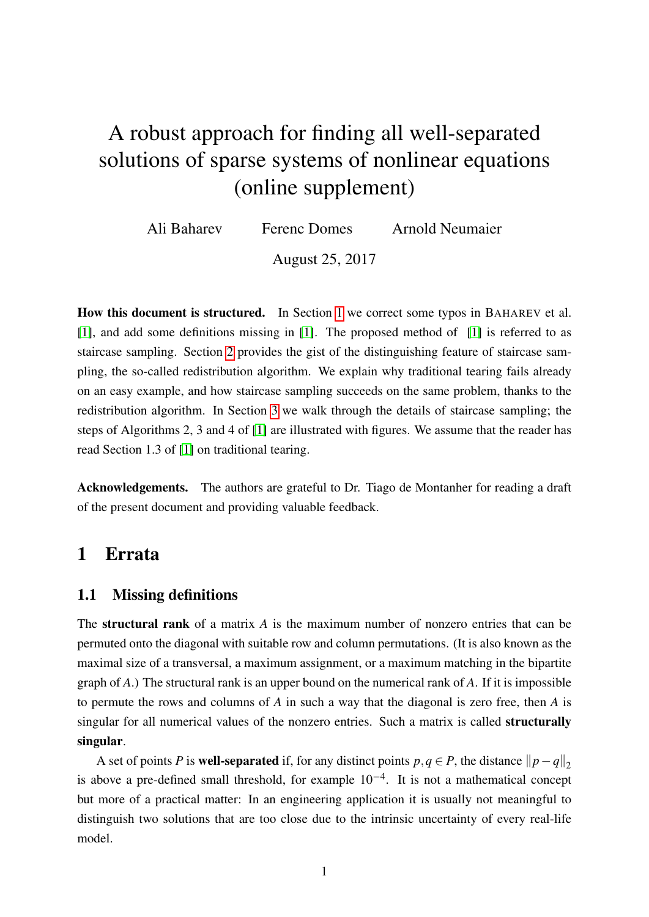# A robust approach for finding all well-separated solutions of sparse systems of nonlinear equations (online supplement)

Ali Baharev    Ferenc Domes    Arnold Neumaier

August 25, 2017

**How this document is structured.** In Section 1 we correct some typos in BAHAREV et al. [1], and add some definitions missing in [1]. The proposed method of [1] is referred to as staircase sampling. Section 2 provides the gist of the distinguishing feature of staircase sampling, the so-called redistribution algorithm. We explain why traditional tearing fails already on an easy example, and how staircase sampling succeeds on the same problem, thanks to the redistribution algorithm. In Section 3 we walk through the details of staircase sampling; the steps of Algorithms 2, 3 and 4 of [1] are illustrated with figures. We assume that the reader has read Section 1.3 of [1] on traditional tearing.

**Acknowledgements.** The authors are grateful to Dr. Tiago de Montanher for reading a draft of the present document and providing valuable feedback.

## 1 Errata

### 1.1 Missing definitions

The **structural rank** of a matrix $A$ is the maximum number of nonzero entries that can be permuted onto the diagonal with suitable row and column permutations. (It is also known as the maximal size of a transversal, a maximum assignment, or a maximum matching in the bipartite graph of $A$.) The structural rank is an upper bound on the numerical rank of $A$. If it is impossible to permute the rows and columns of $A$ in such a way that the diagonal is zero free, then $A$ is singular for all numerical values of the nonzero entries. Such a matrix is called **structurally singular**.

A set of points $P$ is **well-separated** if, for any distinct points $p, q \in P$, the distance $\|p - q\|_2$ is above a pre-defined small threshold, for example $10^{-4}$. It is not a mathematical concept but more of a practical matter: In an engineering application it is usually not meaningful to distinguish two solutions that are too close due to the intrinsic uncertainty of every real-life model.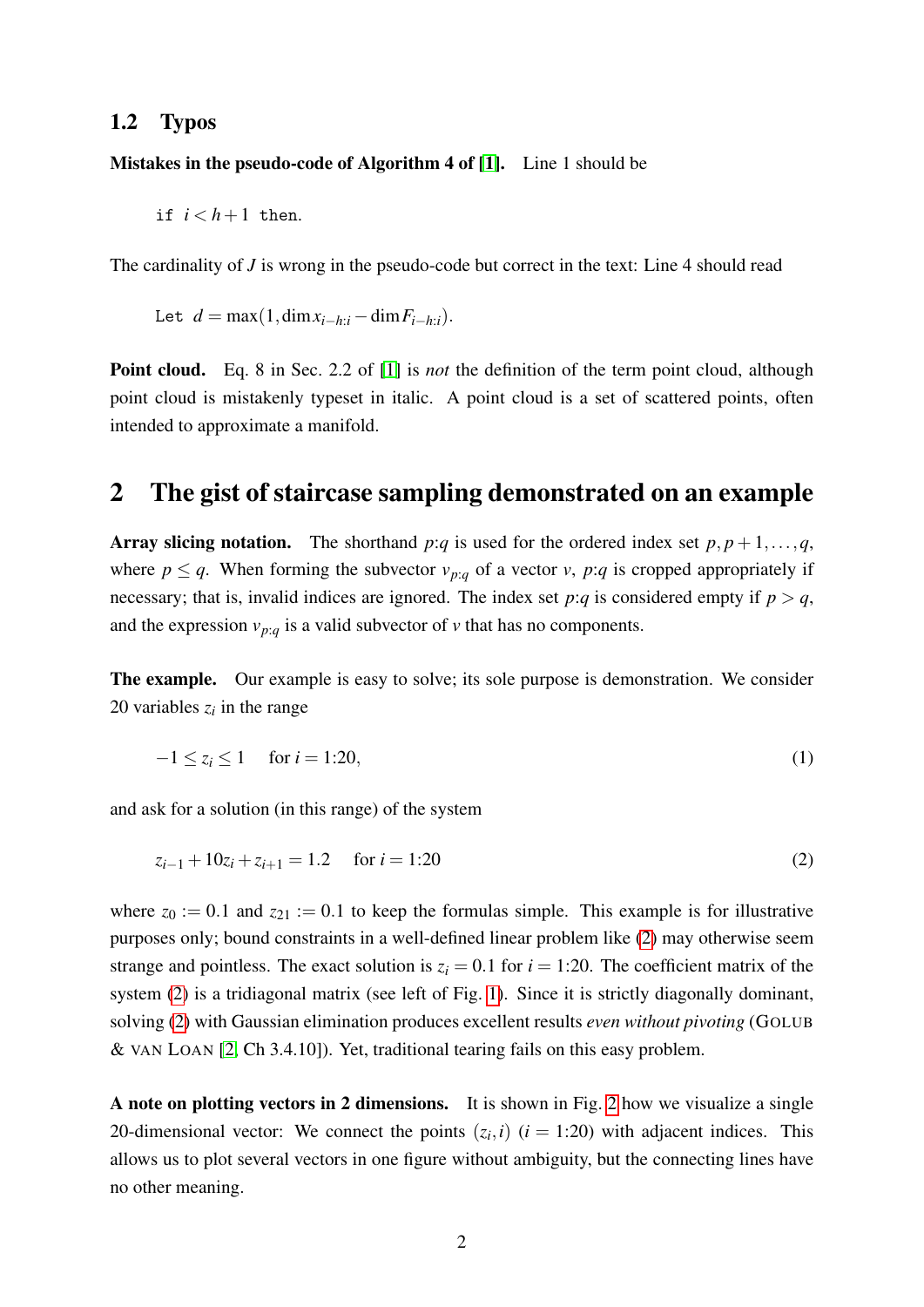## 1.2 Typos

**Mistakes in the pseudo-code of Algorithm 4 of [1].** Line 1 should be

```
if i < h+1 then.
```

The cardinality of $J$ is wrong in the pseudo-code but correct in the text: Line 4 should read

```
Let d = max(1, dim x_{i−h:i} − dim F_{i−h:i}).
```

**Point cloud.** Eq. 8 in Sec. 2.2 of [1] is *not* the definition of the term point cloud, although point cloud is mistakenly typeset in italic. A point cloud is a set of scattered points, often intended to approximate a manifold.

# 2 The gist of staircase sampling demonstrated on an example

**Array slicing notation.** The shorthand $p{:}q$ is used for the ordered index set $p, p+1, \dots, q$, where $p \le q$. When forming the subvector $v_{p:q}$ of a vector $v$, $p{:}q$ is cropped appropriately if necessary; that is, invalid indices are ignored. The index set $p{:}q$ is considered empty if $p > q$, and the expression $v_{p:q}$ is a valid subvector of $v$ that has no components.

**The example.** Our example is easy to solve; its sole purpose is demonstration. We consider 20 variables $z_i$ in the range

$$-1 \le z_i \le 1 \quad \text{for } i = 1{:}20, \tag{1}$$

and ask for a solution (in this range) of the system

$$z_{i-1} + 10z_i + z_{i+1} = 1.2 \quad \text{for } i = 1{:}20 \tag{2}$$

where $z_0 := 0.1$ and $z_{21} := 0.1$ to keep the formulas simple. This example is for illustrative purposes only; bound constraints in a well-defined linear problem like (2) may otherwise seem strange and pointless. The exact solution is $z_i = 0.1$ for $i = 1{:}20$. The coefficient matrix of the system (2) is a tridiagonal matrix (see left of Fig. 1). Since it is strictly diagonally dominant, solving (2) with Gaussian elimination produces excellent results *even without pivoting* (GOLUB & VAN LOAN [2, Ch 3.4.10]). Yet, traditional tearing fails on this easy problem.

**A note on plotting vectors in 2 dimensions.** It is shown in Fig. 2 how we visualize a single 20-dimensional vector: We connect the points $(z_i, i)$ $(i = 1{:}20)$ with adjacent indices. This allows us to plot several vectors in one figure without ambiguity, but the connecting lines have no other meaning.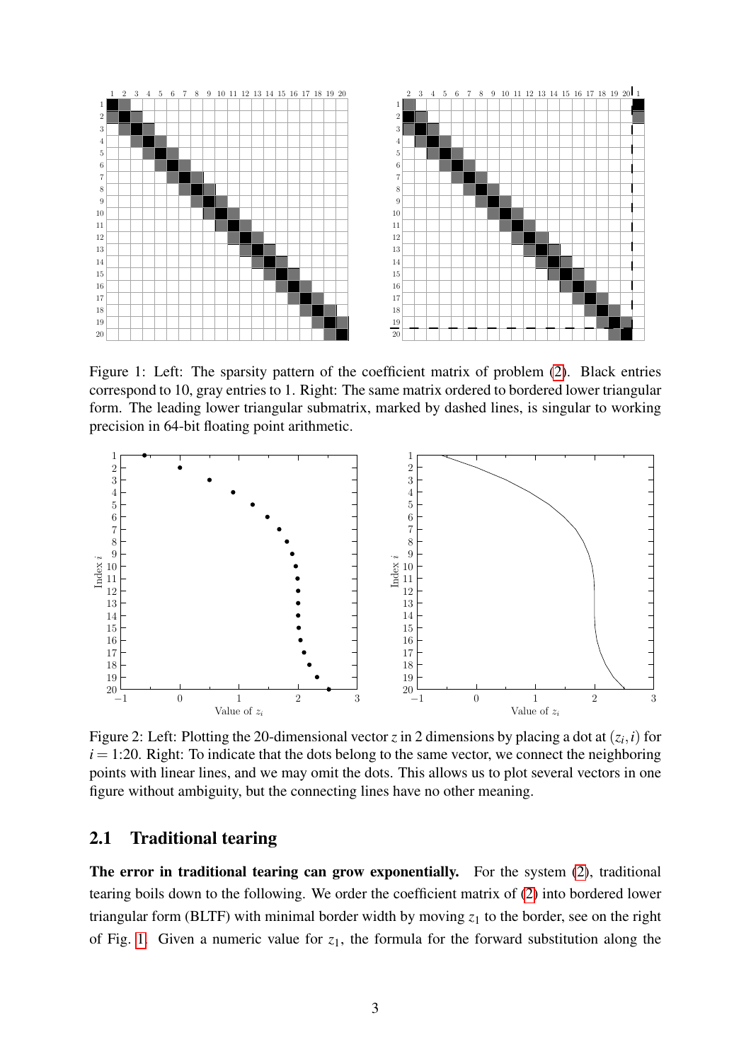Figure 1: Left: The sparsity pattern of the coefficient matrix of problem (2). Black entries correspond to 10, gray entries to 1. Right: The same matrix ordered to bordered lower triangular form. The leading lower triangular submatrix, marked by dashed lines, is singular to working precision in 64-bit floating point arithmetic.

Figure 2: Left: Plotting the 20-dimensional vector $z$ in 2 dimensions by placing a dot at $(z_i, i)$ for $i = 1{:}20$. Right: To indicate that the dots belong to the same vector, we connect the neighboring points with linear lines, and we may omit the dots. This allows us to plot several vectors in one figure without ambiguity, but the connecting lines have no other meaning.

### 2.1 Traditional tearing

**The error in traditional tearing can grow exponentially.** For the system (2), traditional tearing boils down to the following. We order the coefficient matrix of (2) into bordered lower triangular form (BLTF) with minimal border width by moving $z_1$ to the border, see on the right of Fig. 1. Given a numeric value for $z_1$, the formula for the forward substitution along the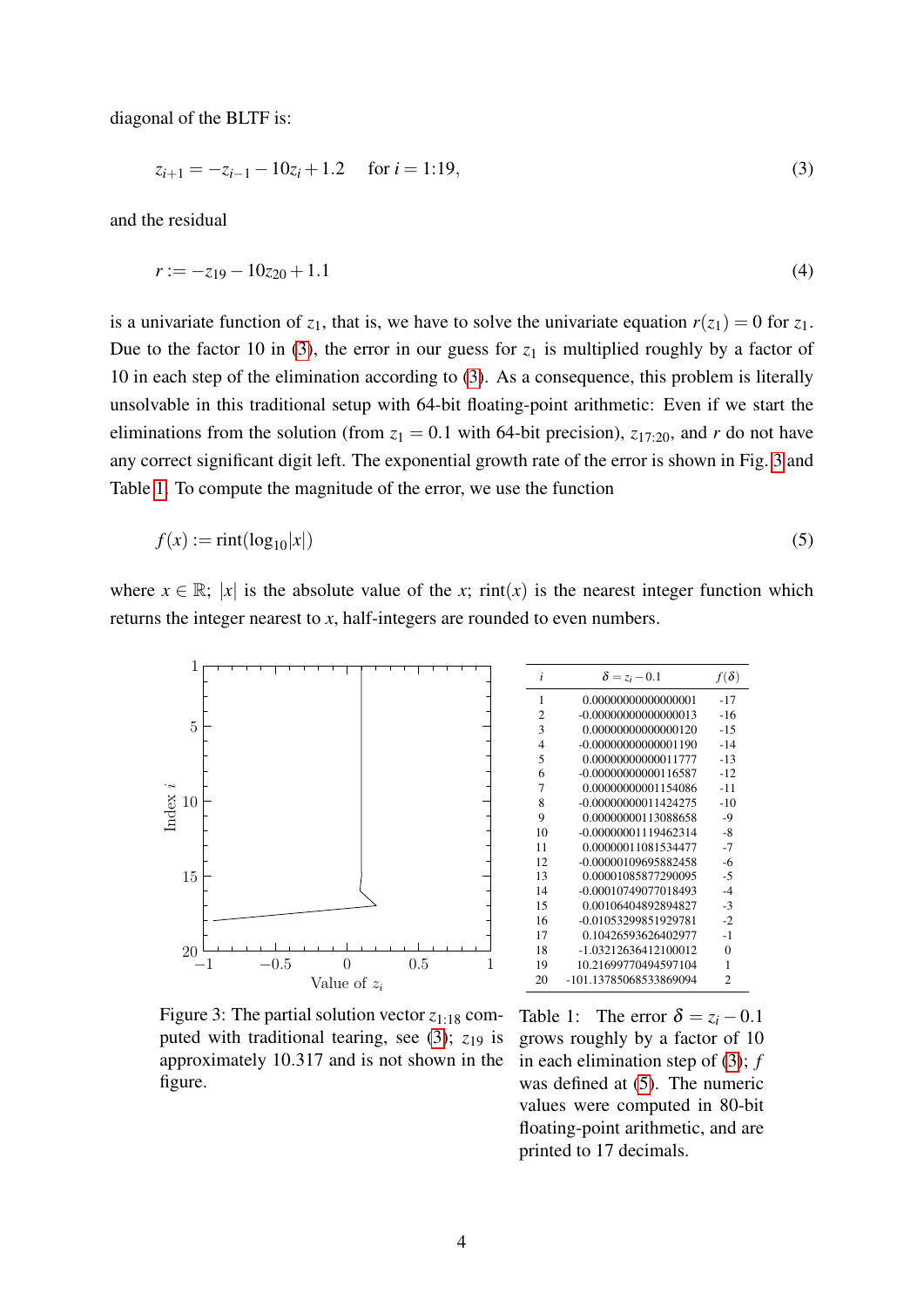diagonal of the BLTF is:

$$z_{i+1} = -z_{i-1} - 10z_i + 1.2 \quad \text{for } i = 1{:}19, \tag{3}$$

and the residual

$$r := -z_{19} - 10z_{20} + 1.1 \tag{4}$$

is a univariate function of $z_1$, that is, we have to solve the univariate equation $r(z_1) = 0$ for $z_1$. Due to the factor 10 in (3), the error in our guess for $z_1$ is multiplied roughly by a factor of 10 in each step of the elimination according to (3). As a consequence, this problem is literally unsolvable in this traditional setup with 64-bit floating-point arithmetic: Even if we start the eliminations from the solution (from $z_1 = 0.1$ with 64-bit precision), $z_{17:20}$, and $r$ do not have any correct significant digit left. The exponential growth rate of the error is shown in Fig. 3 and Table 1. To compute the magnitude of the error, we use the function

$$f(x) := \text{rint}(\log_{10}|x|) \tag{5}$$

where $x \in \mathbb{R}$; $|x|$ is the absolute value of the $x$; rint($x$) is the nearest integer function which returns the integer nearest to $x$, half-integers are rounded to even numbers.

Figure 3: The partial solution vector $z_{1:18}$ computed with traditional tearing, see (3); $z_{19}$ is approximately 10.317 and is not shown in the figure.

| $i$ | $\delta = z_i - 0.1$ | $f(\delta)$ |
|---|---|---|
| 1 | 0.00000000000000001 | -17 |
| 2 | -0.00000000000000013 | -16 |
| 3 | 0.00000000000000120 | -15 |
| 4 | -0.00000000000001190 | -14 |
| 5 | 0.00000000000011777 | -13 |
| 6 | -0.00000000000116587 | -12 |
| 7 | 0.00000000001154086 | -11 |
| 8 | -0.00000000011424275 | -10 |
| 9 | 0.00000000113088658 | -9 |
| 10 | -0.00000001119462314 | -8 |
| 11 | 0.00000011081534477 | -7 |
| 12 | -0.00000109695882458 | -6 |
| 13 | 0.00001085877290095 | -5 |
| 14 | -0.00010749077018493 | -4 |
| 15 | 0.00106404892894827 | -3 |
| 16 | -0.01053299851929781 | -2 |
| 17 | 0.10426593626402977 | -1 |
| 18 | -1.03212636412100012 | 0 |
| 19 | 10.21699770494597104 | 1 |
| 20 | -101.13785068533869094 | 2 |

Table 1: The error $\delta = z_i - 0.1$ grows roughly by a factor of 10 in each elimination step of (3); $f$ was defined at (5). The numeric values were computed in 80-bit floating-point arithmetic, and are printed to 17 decimals.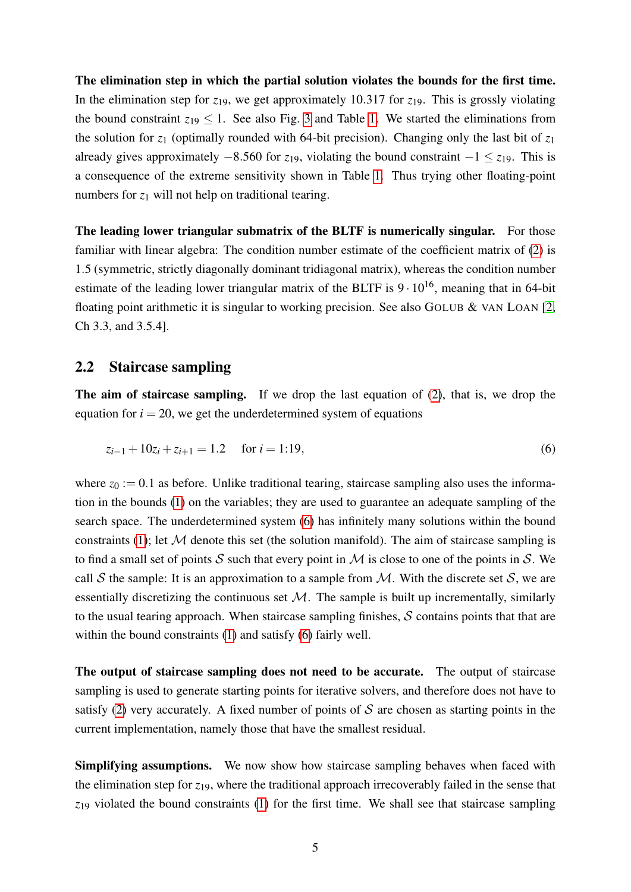**The elimination step in which the partial solution violates the bounds for the first time.** In the elimination step for $z_{19}$, we get approximately 10.317 for $z_{19}$. This is grossly violating the bound constraint $z_{19} \leq 1$. See also Fig. 3 and Table 1. We started the eliminations from the solution for $z_1$ (optimally rounded with 64-bit precision). Changing only the last bit of $z_1$ already gives approximately $-8.560$ for $z_{19}$, violating the bound constraint $-1 \leq z_{19}$. This is a consequence of the extreme sensitivity shown in Table 1. Thus trying other floating-point numbers for $z_1$ will not help on traditional tearing.

**The leading lower triangular submatrix of the BLTF is numerically singular.** For those familiar with linear algebra: The condition number estimate of the coefficient matrix of (2) is 1.5 (symmetric, strictly diagonally dominant tridiagonal matrix), whereas the condition number estimate of the leading lower triangular matrix of the BLTF is $9 \cdot 10^{16}$, meaning that in 64-bit floating point arithmetic it is singular to working precision. See also GOLUB & VAN LOAN [2, Ch 3.3, and 3.5.4].

## 2.2 Staircase sampling

**The aim of staircase sampling.** If we drop the last equation of (2), that is, we drop the equation for $i = 20$, we get the underdetermined system of equations

$$z_{i-1} + 10z_i + z_{i+1} = 1.2 \quad \text{for } i = 1{:}19, \tag{6}$$

where $z_0 := 0.1$ as before. Unlike traditional tearing, staircase sampling also uses the information in the bounds (1) on the variables; they are used to guarantee an adequate sampling of the search space. The underdetermined system (6) has infinitely many solutions within the bound constraints (1); let $\mathcal{M}$ denote this set (the solution manifold). The aim of staircase sampling is to find a small set of points $\mathcal{S}$ such that every point in $\mathcal{M}$ is close to one of the points in $\mathcal{S}$. We call $\mathcal{S}$ the sample: It is an approximation to a sample from $\mathcal{M}$. With the discrete set $\mathcal{S}$, we are essentially discretizing the continuous set $\mathcal{M}$. The sample is built up incrementally, similarly to the usual tearing approach. When staircase sampling finishes, $\mathcal{S}$ contains points that that are within the bound constraints (1) and satisfy (6) fairly well.

**The output of staircase sampling does not need to be accurate.** The output of staircase sampling is used to generate starting points for iterative solvers, and therefore does not have to satisfy (2) very accurately. A fixed number of points of $\mathcal{S}$ are chosen as starting points in the current implementation, namely those that have the smallest residual.

**Simplifying assumptions.** We now show how staircase sampling behaves when faced with the elimination step for $z_{19}$, where the traditional approach irrecoverably failed in the sense that $z_{19}$ violated the bound constraints (1) for the first time. We shall see that staircase sampling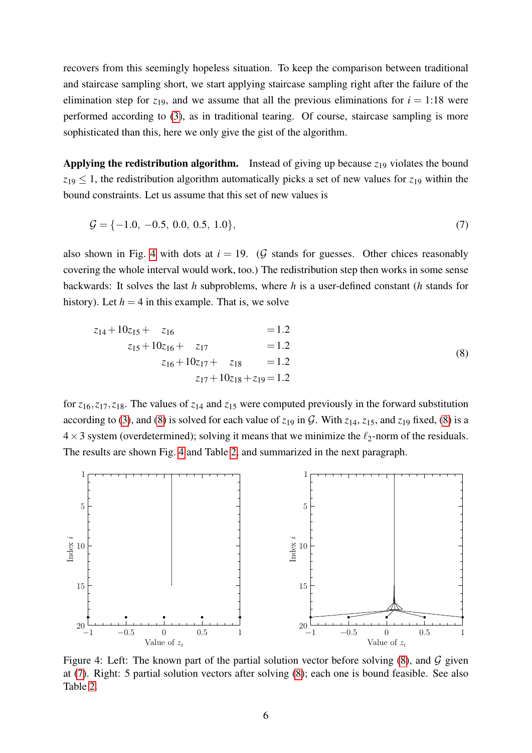recovers from this seemingly hopeless situation. To keep the comparison between traditional and staircase sampling short, we start applying staircase sampling right after the failure of the elimination step for $z_{19}$, and we assume that all the previous eliminations for $i = 1{:}18$ were performed according to (3), as in traditional tearing. Of course, staircase sampling is more sophisticated than this, here we only give the gist of the algorithm.

**Applying the redistribution algorithm.** Instead of giving up because $z_{19}$ violates the bound $z_{19} \leq 1$, the redistribution algorithm automatically picks a set of new values for $z_{19}$ within the bound constraints. Let us assume that this set of new values is

$$\mathcal{G} = \{-1.0,\ -0.5,\ 0.0,\ 0.5,\ 1.0\}, \tag{7}$$

also shown in Fig. 4 with dots at $i = 19$. ($\mathcal{G}$ stands for guesses. Other chices reasonably covering the whole interval would work, too.) The redistribution step then works in some sense backwards: It solves the last $h$ subproblems, where $h$ is a user-defined constant ($h$ stands for history). Let $h = 4$ in this example. That is, we solve

$$\begin{aligned}
z_{14} + 10z_{15} + \quad z_{16} \qquad\qquad\qquad\quad &= 1.2 \\
z_{15} + 10z_{16} + \quad z_{17} \qquad\qquad &= 1.2 \\
z_{16} + 10z_{17} + \quad z_{18} \qquad &= 1.2 \\
z_{17} + 10z_{18} + z_{19} &= 1.2
\end{aligned} \tag{8}$$

for $z_{16}, z_{17}, z_{18}$. The values of $z_{14}$ and $z_{15}$ were computed previously in the forward substitution according to (3), and (8) is solved for each value of $z_{19}$ in $\mathcal{G}$. With $z_{14}$, $z_{15}$, and $z_{19}$ fixed, (8) is a $4 \times 3$ system (overdetermined); solving it means that we minimize the $\ell_2$-norm of the residuals. The results are shown Fig. 4 and Table 2, and summarized in the next paragraph.

Figure 4: Left: The known part of the partial solution vector before solving (8), and $\mathcal{G}$ given at (7). Right: 5 partial solution vectors after solving (8); each one is bound feasible. See also Table 2.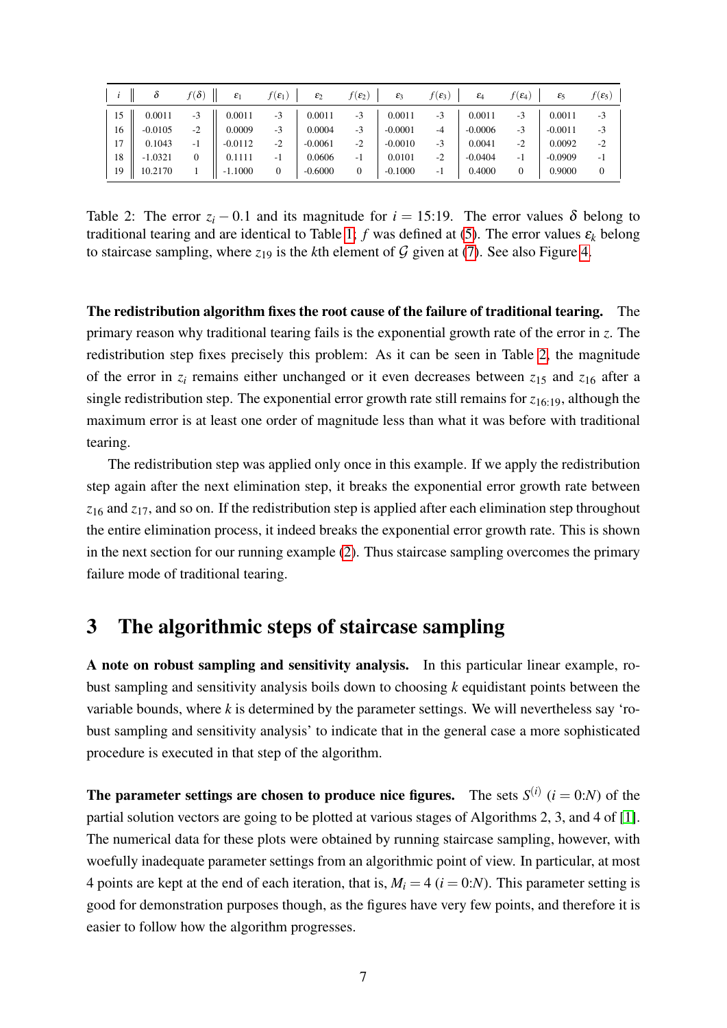| $i$ | $\delta$ | $f(\delta)$ | $\varepsilon_1$ | $f(\varepsilon_1)$ | $\varepsilon_2$ | $f(\varepsilon_2)$ | $\varepsilon_3$ | $f(\varepsilon_3)$ | $\varepsilon_4$ | $f(\varepsilon_4)$ | $\varepsilon_5$ | $f(\varepsilon_5)$ |
|---|---|---|---|---|---|---|---|---|---|---|---|---|
| 15 | 0.0011 | -3 | 0.0011 | -3 | 0.0011 | -3 | 0.0011 | -3 | 0.0011 | -3 | 0.0011 | -3 |
| 16 | -0.0105 | -2 | 0.0009 | -3 | 0.0004 | -3 | -0.0001 | -4 | -0.0006 | -3 | -0.0011 | -3 |
| 17 | 0.1043 | -1 | -0.0112 | -2 | -0.0061 | -2 | -0.0010 | -3 | 0.0041 | -2 | 0.0092 | -2 |
| 18 | -1.0321 | 0 | 0.1111 | -1 | 0.0606 | -1 | 0.0101 | -2 | -0.0404 | -1 | -0.0909 | -1 |
| 19 | 10.2170 | 1 | -1.1000 | 0 | -0.6000 | 0 | -0.1000 | -1 | 0.4000 | 0 | 0.9000 | 0 |

Table 2: The error $z_i - 0.1$ and its magnitude for $i = 15{:}19$. The error values $\delta$ belong to traditional tearing and are identical to Table 1; $f$ was defined at (5). The error values $\varepsilon_k$ belong to staircase sampling, where $z_{19}$ is the $k$th element of $\mathcal{G}$ given at (7). See also Figure 4.

**The redistribution algorithm fixes the root cause of the failure of traditional tearing.** The primary reason why traditional tearing fails is the exponential growth rate of the error in $z$. The redistribution step fixes precisely this problem: As it can be seen in Table 2, the magnitude of the error in $z_i$ remains either unchanged or it even decreases between $z_{15}$ and $z_{16}$ after a single redistribution step. The exponential error growth rate still remains for $z_{16:19}$, although the maximum error is at least one order of magnitude less than what it was before with traditional tearing.

The redistribution step was applied only once in this example. If we apply the redistribution step again after the next elimination step, it breaks the exponential error growth rate between $z_{16}$ and $z_{17}$, and so on. If the redistribution step is applied after each elimination step throughout the entire elimination process, it indeed breaks the exponential error growth rate. This is shown in the next section for our running example (2). Thus staircase sampling overcomes the primary failure mode of traditional tearing.

# 3 The algorithmic steps of staircase sampling

**A note on robust sampling and sensitivity analysis.** In this particular linear example, robust sampling and sensitivity analysis boils down to choosing $k$ equidistant points between the variable bounds, where $k$ is determined by the parameter settings. We will nevertheless say 'robust sampling and sensitivity analysis' to indicate that in the general case a more sophisticated procedure is executed in that step of the algorithm.

**The parameter settings are chosen to produce nice figures.** The sets $S^{(i)}$ ($i = 0{:}N$) of the partial solution vectors are going to be plotted at various stages of Algorithms 2, 3, and 4 of [1]. The numerical data for these plots were obtained by running staircase sampling, however, with woefully inadequate parameter settings from an algorithmic point of view. In particular, at most 4 points are kept at the end of each iteration, that is, $M_i = 4$ ($i = 0{:}N$). This parameter setting is good for demonstration purposes though, as the figures have very few points, and therefore it is easier to follow how the algorithm progresses.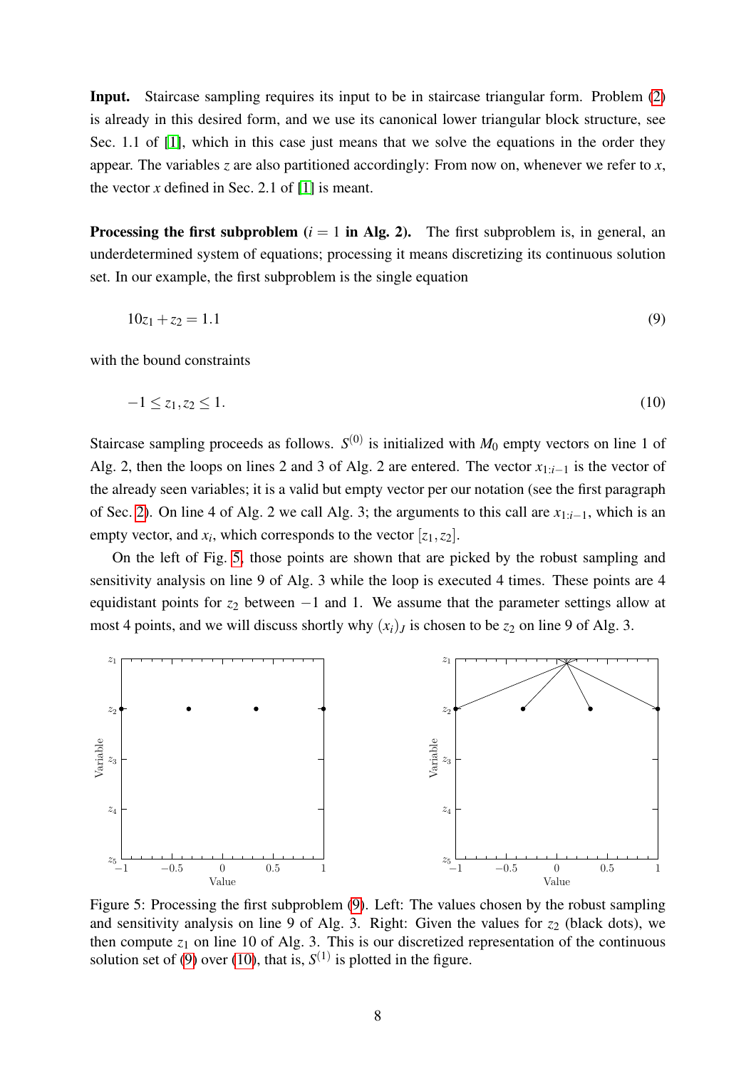**Input.** Staircase sampling requires its input to be in staircase triangular form. Problem (2) is already in this desired form, and we use its canonical lower triangular block structure, see Sec. 1.1 of [1], which in this case just means that we solve the equations in the order they appear. The variables $z$ are also partitioned accordingly: From now on, whenever we refer to $x$, the vector $x$ defined in Sec. 2.1 of [1] is meant.

**Processing the first subproblem ($i = 1$ in Alg. 2).** The first subproblem is, in general, an underdetermined system of equations; processing it means discretizing its continuous solution set. In our example, the first subproblem is the single equation

$$10z_1 + z_2 = 1.1 \tag{9}$$

with the bound constraints

$$-1 \leq z_1, z_2 \leq 1. \tag{10}$$

Staircase sampling proceeds as follows. $S^{(0)}$ is initialized with $M_0$ empty vectors on line 1 of Alg. 2, then the loops on lines 2 and 3 of Alg. 2 are entered. The vector $x_{1:i-1}$ is the vector of the already seen variables; it is a valid but empty vector per our notation (see the first paragraph of Sec. 2). On line 4 of Alg. 2 we call Alg. 3; the arguments to this call are $x_{1:i-1}$, which is an empty vector, and $x_i$, which corresponds to the vector $[z_1, z_2]$.

On the left of Fig. 5, those points are shown that are picked by the robust sampling and sensitivity analysis on line 9 of Alg. 3 while the loop is executed 4 times. These points are 4 equidistant points for $z_2$ between $-1$ and 1. We assume that the parameter settings allow at most 4 points, and we will discuss shortly why $(x_i)_J$ is chosen to be $z_2$ on line 9 of Alg. 3.

Figure 5: Processing the first subproblem (9). Left: The values chosen by the robust sampling and sensitivity analysis on line 9 of Alg. 3. Right: Given the values for $z_2$ (black dots), we then compute $z_1$ on line 10 of Alg. 3. This is our discretized representation of the continuous solution set of (9) over (10), that is, $S^{(1)}$ is plotted in the figure.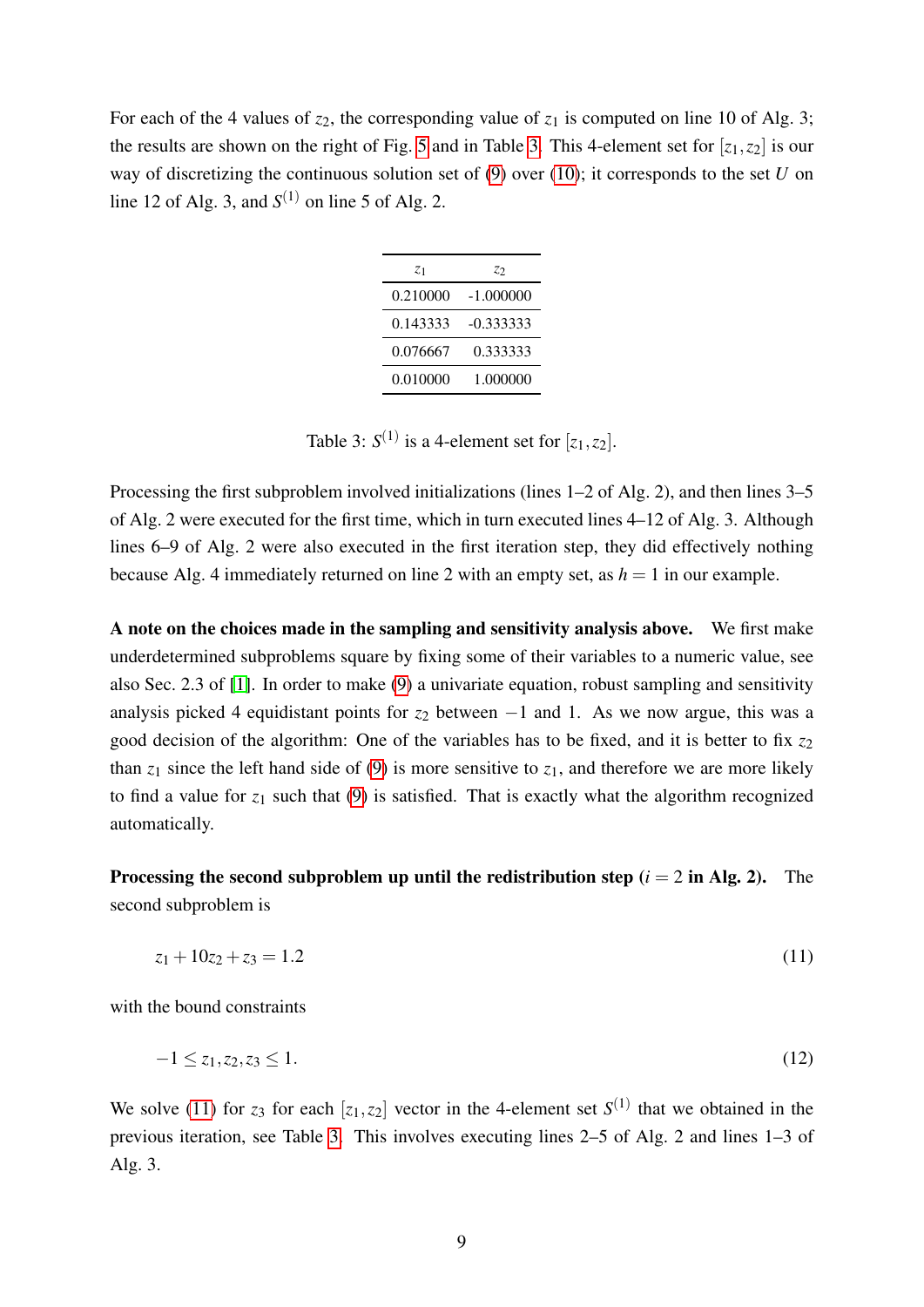For each of the 4 values of $z_2$, the corresponding value of $z_1$ is computed on line 10 of Alg. 3; the results are shown on the right of Fig. 5 and in Table 3. This 4-element set for $[z_1, z_2]$ is our way of discretizing the continuous solution set of (9) over (10); it corresponds to the set $U$ on line 12 of Alg. 3, and $S^{(1)}$ on line 5 of Alg. 2.

| $z_1$ | $z_2$ |
|---|---|
| 0.210000 | -1.000000 |
| 0.143333 | -0.333333 |
| 0.076667 | 0.333333 |
| 0.010000 | 1.000000 |

Table 3: $S^{(1)}$ is a 4-element set for $[z_1, z_2]$.

Processing the first subproblem involved initializations (lines 1–2 of Alg. 2), and then lines 3–5 of Alg. 2 were executed for the first time, which in turn executed lines 4–12 of Alg. 3. Although lines 6–9 of Alg. 2 were also executed in the first iteration step, they did effectively nothing because Alg. 4 immediately returned on line 2 with an empty set, as $h = 1$ in our example.

**A note on the choices made in the sampling and sensitivity analysis above.** We first make underdetermined subproblems square by fixing some of their variables to a numeric value, see also Sec. 2.3 of [1]. In order to make (9) a univariate equation, robust sampling and sensitivity analysis picked 4 equidistant points for $z_2$ between $-1$ and 1. As we now argue, this was a good decision of the algorithm: One of the variables has to be fixed, and it is better to fix $z_2$ than $z_1$ since the left hand side of (9) is more sensitive to $z_1$, and therefore we are more likely to find a value for $z_1$ such that (9) is satisfied. That is exactly what the algorithm recognized automatically.

**Processing the second subproblem up until the redistribution step ($i = 2$ in Alg. 2).** The second subproblem is

$$z_1 + 10z_2 + z_3 = 1.2 \tag{11}$$

with the bound constraints

$$-1 \le z_1, z_2, z_3 \le 1. \tag{12}$$

We solve (11) for $z_3$ for each $[z_1, z_2]$ vector in the 4-element set $S^{(1)}$ that we obtained in the previous iteration, see Table 3. This involves executing lines 2–5 of Alg. 2 and lines 1–3 of Alg. 3.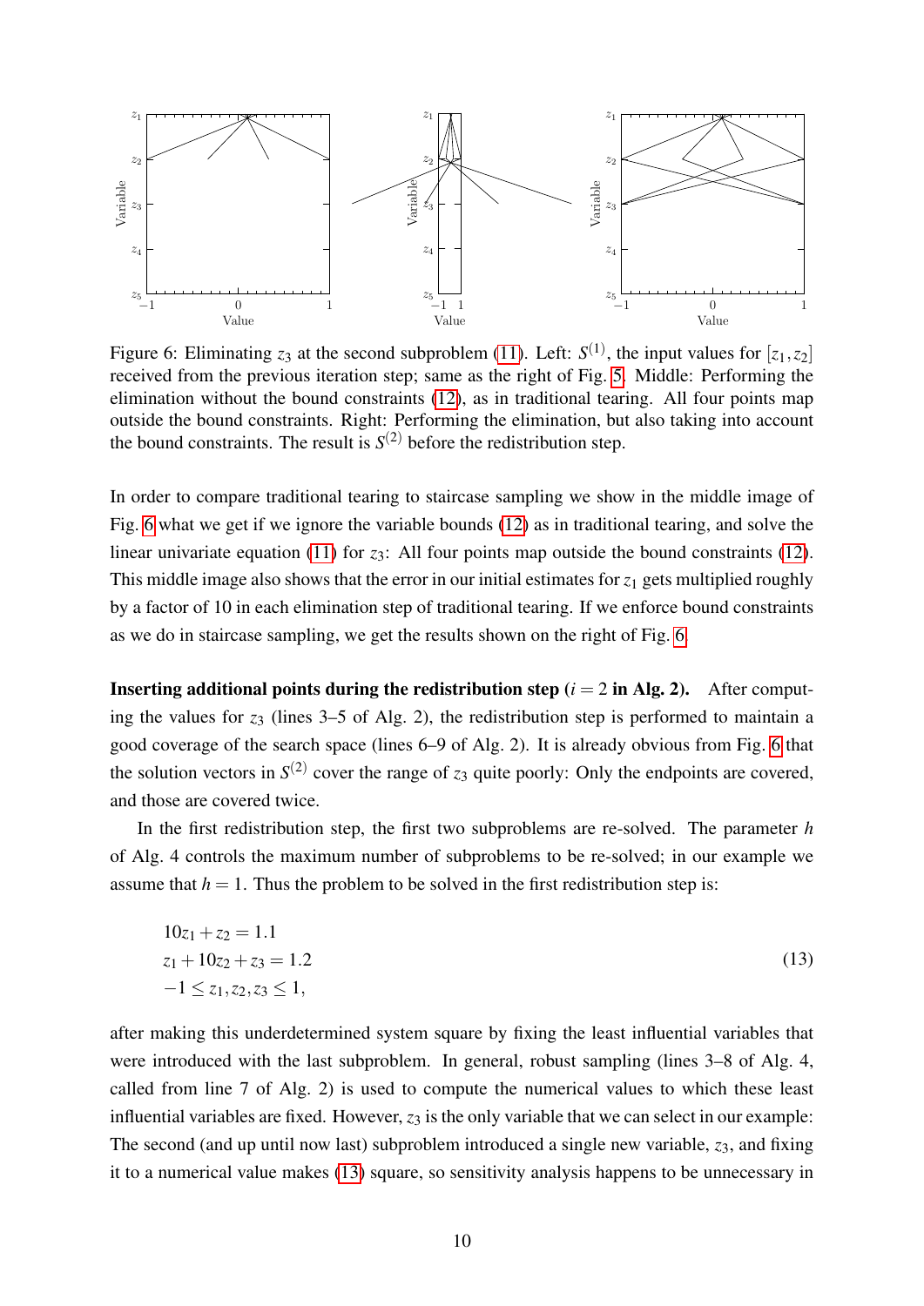Figure 6: Eliminating $z_3$ at the second subproblem (11). Left: $S^{(1)}$, the input values for $[z_1, z_2]$ received from the previous iteration step; same as the right of Fig. 5. Middle: Performing the elimination without the bound constraints (12), as in traditional tearing. All four points map outside the bound constraints. Right: Performing the elimination, but also taking into account the bound constraints. The result is $S^{(2)}$ before the redistribution step.

In order to compare traditional tearing to staircase sampling we show in the middle image of Fig. 6 what we get if we ignore the variable bounds (12) as in traditional tearing, and solve the linear univariate equation (11) for $z_3$: All four points map outside the bound constraints (12). This middle image also shows that the error in our initial estimates for $z_1$ gets multiplied roughly by a factor of 10 in each elimination step of traditional tearing. If we enforce bound constraints as we do in staircase sampling, we get the results shown on the right of Fig. 6.

**Inserting additional points during the redistribution step ($i = 2$ in Alg. 2).** After computing the values for $z_3$ (lines 3–5 of Alg. 2), the redistribution step is performed to maintain a good coverage of the search space (lines 6–9 of Alg. 2). It is already obvious from Fig. 6 that the solution vectors in $S^{(2)}$ cover the range of $z_3$ quite poorly: Only the endpoints are covered, and those are covered twice.

In the first redistribution step, the first two subproblems are re-solved. The parameter $h$ of Alg. 4 controls the maximum number of subproblems to be re-solved; in our example we assume that $h = 1$. Thus the problem to be solved in the first redistribution step is:

$$
\begin{aligned}
&10z_1 + z_2 = 1.1 \\
&z_1 + 10z_2 + z_3 = 1.2 \\
&-1 \le z_1, z_2, z_3 \le 1,
\end{aligned}
\tag{13}
$$

after making this underdetermined system square by fixing the least influential variables that were introduced with the last subproblem. In general, robust sampling (lines 3–8 of Alg. 4, called from line 7 of Alg. 2) is used to compute the numerical values to which these least influential variables are fixed. However, $z_3$ is the only variable that we can select in our example: The second (and up until now last) subproblem introduced a single new variable, $z_3$, and fixing it to a numerical value makes (13) square, so sensitivity analysis happens to be unnecessary in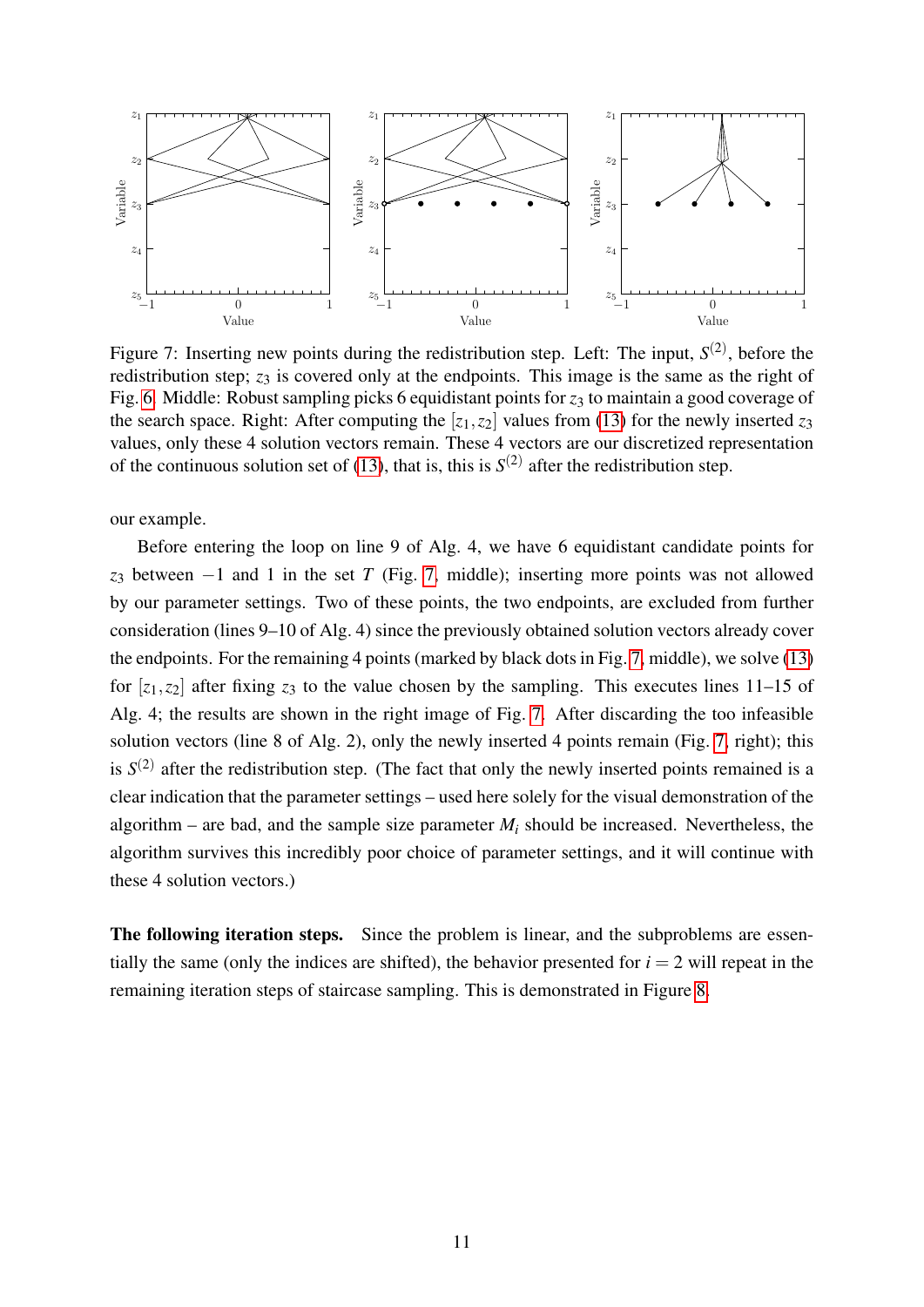Figure 7: Inserting new points during the redistribution step. Left: The input, $S^{(2)}$, before the redistribution step; $z_3$ is covered only at the endpoints. This image is the same as the right of Fig. 6. Middle: Robust sampling picks 6 equidistant points for $z_3$ to maintain a good coverage of the search space. Right: After computing the $[z_1, z_2]$ values from (13) for the newly inserted $z_3$ values, only these 4 solution vectors remain. These 4 vectors are our discretized representation of the continuous solution set of (13), that is, this is $S^{(2)}$ after the redistribution step.

our example.

Before entering the loop on line 9 of Alg. 4, we have 6 equidistant candidate points for $z_3$ between $-1$ and 1 in the set $T$ (Fig. 7, middle); inserting more points was not allowed by our parameter settings. Two of these points, the two endpoints, are excluded from further consideration (lines 9–10 of Alg. 4) since the previously obtained solution vectors already cover the endpoints. For the remaining 4 points (marked by black dots in Fig. 7, middle), we solve (13) for $[z_1, z_2]$ after fixing $z_3$ to the value chosen by the sampling. This executes lines 11–15 of Alg. 4; the results are shown in the right image of Fig. 7. After discarding the too infeasible solution vectors (line 8 of Alg. 2), only the newly inserted 4 points remain (Fig. 7, right); this is $S^{(2)}$ after the redistribution step. (The fact that only the newly inserted points remained is a clear indication that the parameter settings – used here solely for the visual demonstration of the algorithm – are bad, and the sample size parameter $M_i$ should be increased. Nevertheless, the algorithm survives this incredibly poor choice of parameter settings, and it will continue with these 4 solution vectors.)

**The following iteration steps.** Since the problem is linear, and the subproblems are essentially the same (only the indices are shifted), the behavior presented for $i = 2$ will repeat in the remaining iteration steps of staircase sampling. This is demonstrated in Figure 8.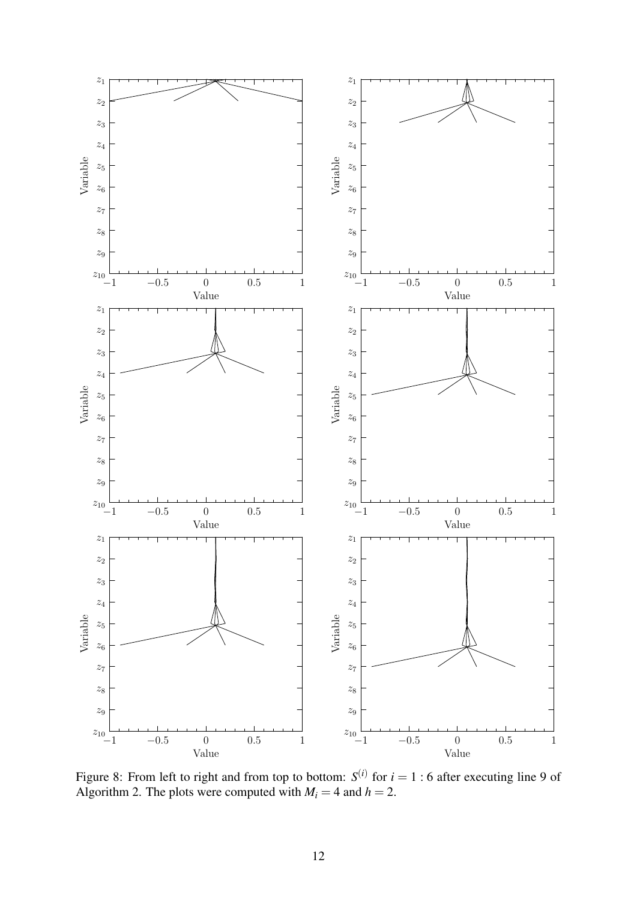Figure 8: From left to right and from top to bottom: $S^{(i)}$ for $i = 1 : 6$ after executing line 9 of Algorithm 2. The plots were computed with $M_i = 4$ and $h = 2$.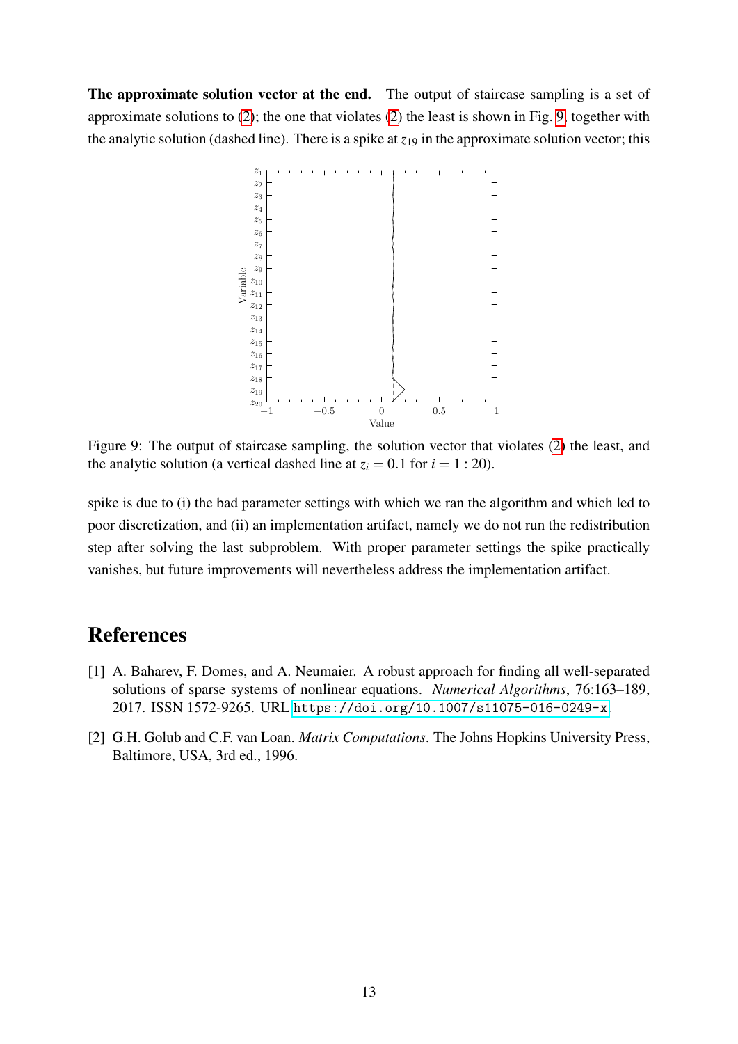**The approximate solution vector at the end.** The output of staircase sampling is a set of approximate solutions to (2); the one that violates (2) the least is shown in Fig. 9, together with the analytic solution (dashed line). There is a spike at $z_{19}$ in the approximate solution vector; this

$z_1$
$z_2$
$z_3$
$z_4$
$z_5$
$z_6$
$z_7$
$z_8$
$z_9$
$z_{10}$
$z_{11}$
$z_{12}$
$z_{13}$
$z_{14}$
$z_{15}$
$z_{16}$
$z_{17}$
$z_{18}$
$z_{19}$
$z_{20}$

Variable

−1
−0.5
0
0.5
1

Value

Figure 9: The output of staircase sampling, the solution vector that violates (2) the least, and the analytic solution (a vertical dashed line at $z_i = 0.1$ for $i = 1:20$).

spike is due to (i) the bad parameter settings with which we ran the algorithm and which led to poor discretization, and (ii) an implementation artifact, namely we do not run the redistribution step after solving the last subproblem. With proper parameter settings the spike practically vanishes, but future improvements will nevertheless address the implementation artifact.

## References

[1] A. Baharev, F. Domes, and A. Neumaier. A robust approach for finding all well-separated solutions of sparse systems of nonlinear equations. *Numerical Algorithms*, 76:163–189, 2017. ISSN 1572-9265. URL `https://doi.org/10.1007/s11075-016-0249-x`.

[2] G.H. Golub and C.F. van Loan. *Matrix Computations*. The Johns Hopkins University Press, Baltimore, USA, 3rd ed., 1996.